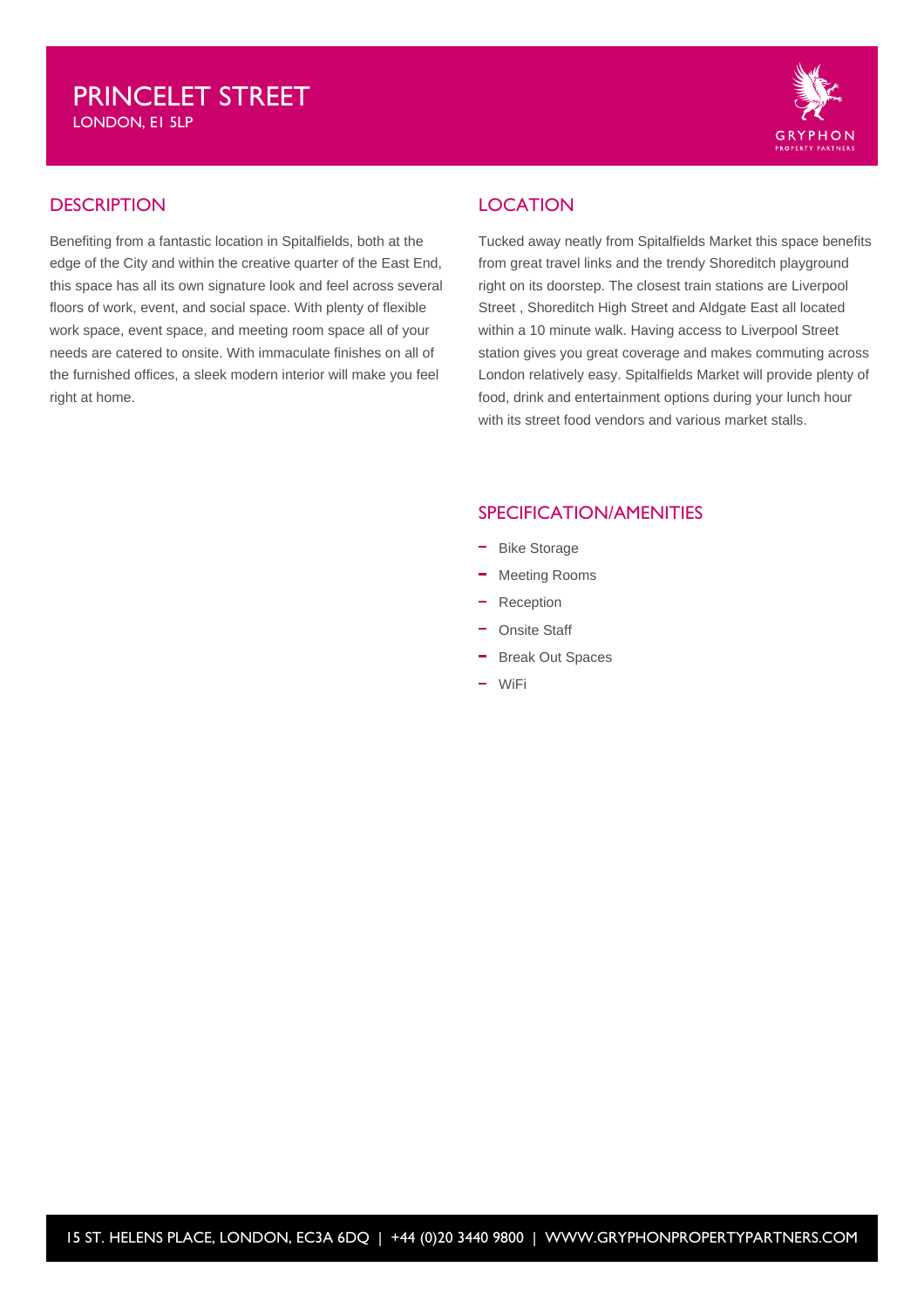# PRINCELET STREET

LONDON, E1 5LP

## DESCRIPTION

Benefiting from a fantastic location in Spitalfields, both at the edge of the City and within the creative quarter of the East End, this space has all its own signature look and feel across several floors of work, event, and social space. With plenty of flexible work space, event space, and meeting room space all of your needs are catered to onsite. With immaculate finishes on all of the furnished offices, a sleek modern interior will make you feel right at home.

## LOCATION

Tucked away neatly from Spitalfields Market this space benefits from great travel links and the trendy Shoreditch playground right on its doorstep. The closest train stations are Liverpool Street , Shoreditch High Street and Aldgate East all located within a 10 minute walk. Having access to Liverpool Street station gives you great coverage and makes commuting across London relatively easy. Spitalfields Market will provide plenty of food, drink and entertainment options during your lunch hour with its street food vendors and various market stalls.

## SPECIFICATION/AMENITIES

- Bike Storage
- Meeting Rooms
- Reception
- Onsite Staff
- Break Out Spaces
- WiFi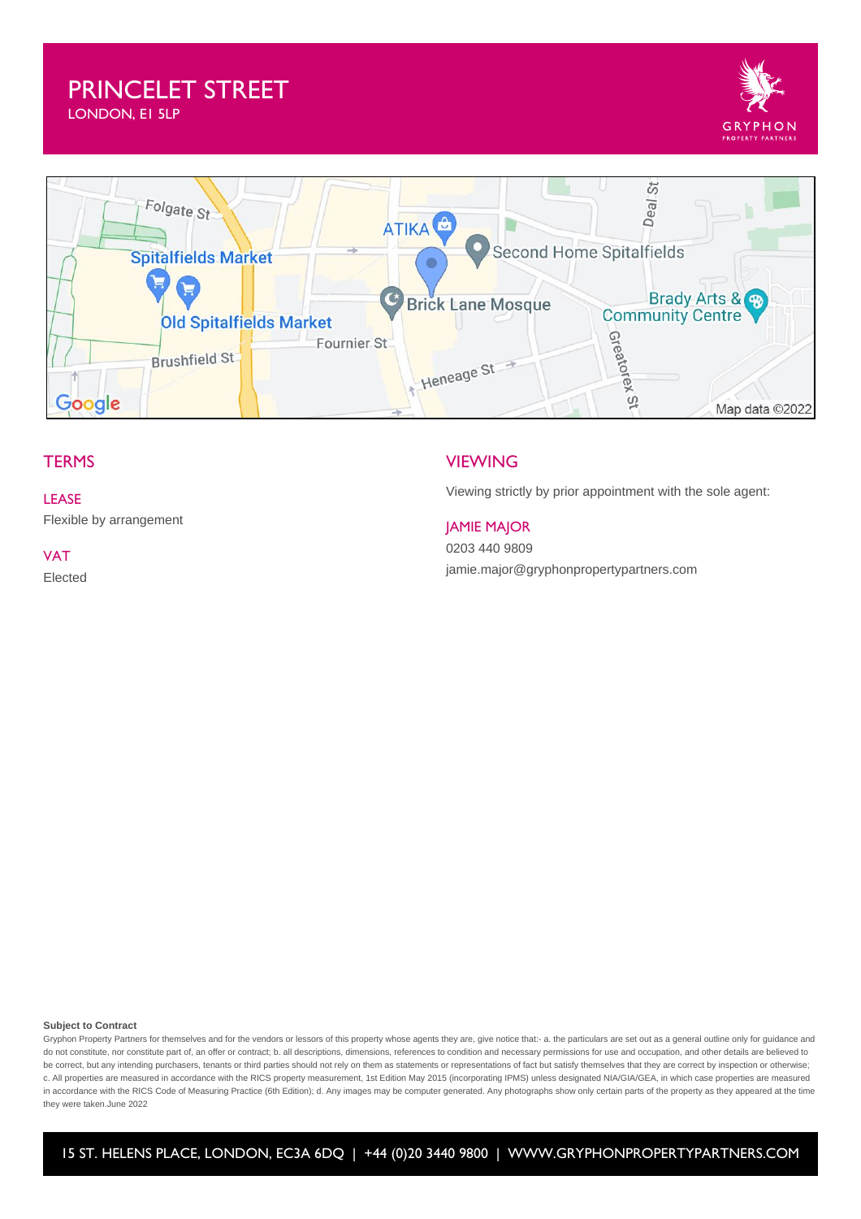# PRINCELET STREET

LONDON, E1 5LP

Folgate St

Spitalfields Market

Old Spitalfields Market

Brushfield St

ATIKA

Second Home Spitalfields

Brick Lane Mosque

Fournier St

Heneage St

Deal St

Brady Arts & Community Centre

Greatorex St

Google

Map data ©2022

## TERMS

### LEASE

Flexible by arrangement

### VAT

Elected

## VIEWING

Viewing strictly by prior appointment with the sole agent:

### JAMIE MAJOR

0203 440 9809

jamie.major@gryphonpropertypartners.com

**Subject to Contract**

Gryphon Property Partners for themselves and for the vendors or lessors of this property whose agents they are, give notice that:- a. the particulars are set out as a general outline only for guidance and do not constitute, nor constitute part of, an offer or contract; b. all descriptions, dimensions, references to condition and necessary permissions for use and occupation, and other details are believed to be correct, but any intending purchasers, tenants or third parties should not rely on them as statements or representations of fact but satisfy themselves that they are correct by inspection or otherwise; c. All properties are measured in accordance with the RICS property measurement, 1st Edition May 2015 (incorporating IPMS) unless designated NIA/GIA/GEA, in which case properties are measured in accordance with the RICS Code of Measuring Practice (6th Edition); d. Any images may be computer generated. Any photographs show only certain parts of the property as they appeared at the time they were taken.June 2022

15 ST. HELENS PLACE, LONDON, EC3A 6DQ | +44 (0)20 3440 9800 | WWW.GRYPHONPROPERTYPARTNERS.COM